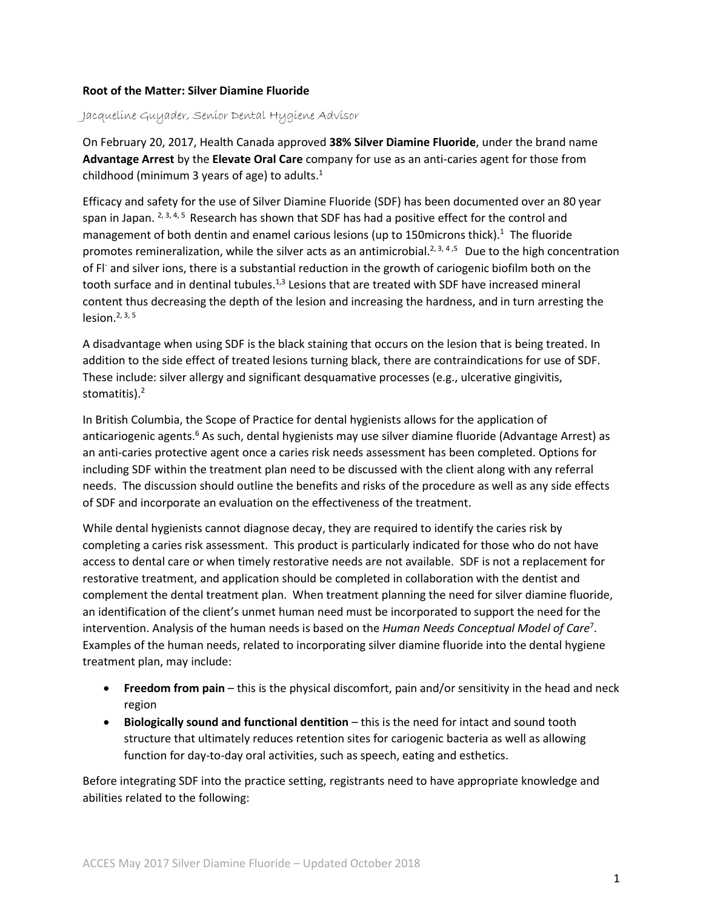**Root of the Matter: Silver Diamine Fluoride**

Jacqueline Guyader, Senior Dental Hygiene Advisor

On February 20, 2017, Health Canada approved **38% Silver Diamine Fluoride**, under the brand name **Advantage Arrest** by the **Elevate Oral Care** company for use as an anti-caries agent for those from childhood (minimum 3 years of age) to adults.[1]

Efficacy and safety for the use of Silver Diamine Fluoride (SDF) has been documented over an 80 year span in Japan.[2, 3, 4, 5] Research has shown that SDF has had a positive effect for the control and management of both dentin and enamel carious lesions (up to 150microns thick).[1] The fluoride promotes remineralization, while the silver acts as an antimicrobial.[2, 3, 4, 5] Due to the high concentration of $Fl^-$ and silver ions, there is a substantial reduction in the growth of cariogenic biofilm both on the tooth surface and in dentinal tubules.[1,3] Lesions that are treated with SDF have increased mineral content thus decreasing the depth of the lesion and increasing the hardness, and in turn arresting the lesion.[2, 3, 5]

A disadvantage when using SDF is the black staining that occurs on the lesion that is being treated. In addition to the side effect of treated lesions turning black, there are contraindications for use of SDF. These include: silver allergy and significant desquamative processes (e.g., ulcerative gingivitis, stomatitis).[2]

In British Columbia, the Scope of Practice for dental hygienists allows for the application of anticariogenic agents.[6] As such, dental hygienists may use silver diamine fluoride (Advantage Arrest) as an anti-caries protective agent once a caries risk needs assessment has been completed. Options for including SDF within the treatment plan need to be discussed with the client along with any referral needs. The discussion should outline the benefits and risks of the procedure as well as any side effects of SDF and incorporate an evaluation on the effectiveness of the treatment.

While dental hygienists cannot diagnose decay, they are required to identify the caries risk by completing a caries risk assessment. This product is particularly indicated for those who do not have access to dental care or when timely restorative needs are not available. SDF is not a replacement for restorative treatment, and application should be completed in collaboration with the dentist and complement the dental treatment plan. When treatment planning the need for silver diamine fluoride, an identification of the client's unmet human need must be incorporated to support the need for the intervention. Analysis of the human needs is based on the *Human Needs Conceptual Model of Care*[7]. Examples of the human needs, related to incorporating silver diamine fluoride into the dental hygiene treatment plan, may include:

- **Freedom from pain** – this is the physical discomfort, pain and/or sensitivity in the head and neck region
- **Biologically sound and functional dentition** – this is the need for intact and sound tooth structure that ultimately reduces retention sites for cariogenic bacteria as well as allowing function for day-to-day oral activities, such as speech, eating and esthetics.

Before integrating SDF into the practice setting, registrants need to have appropriate knowledge and abilities related to the following: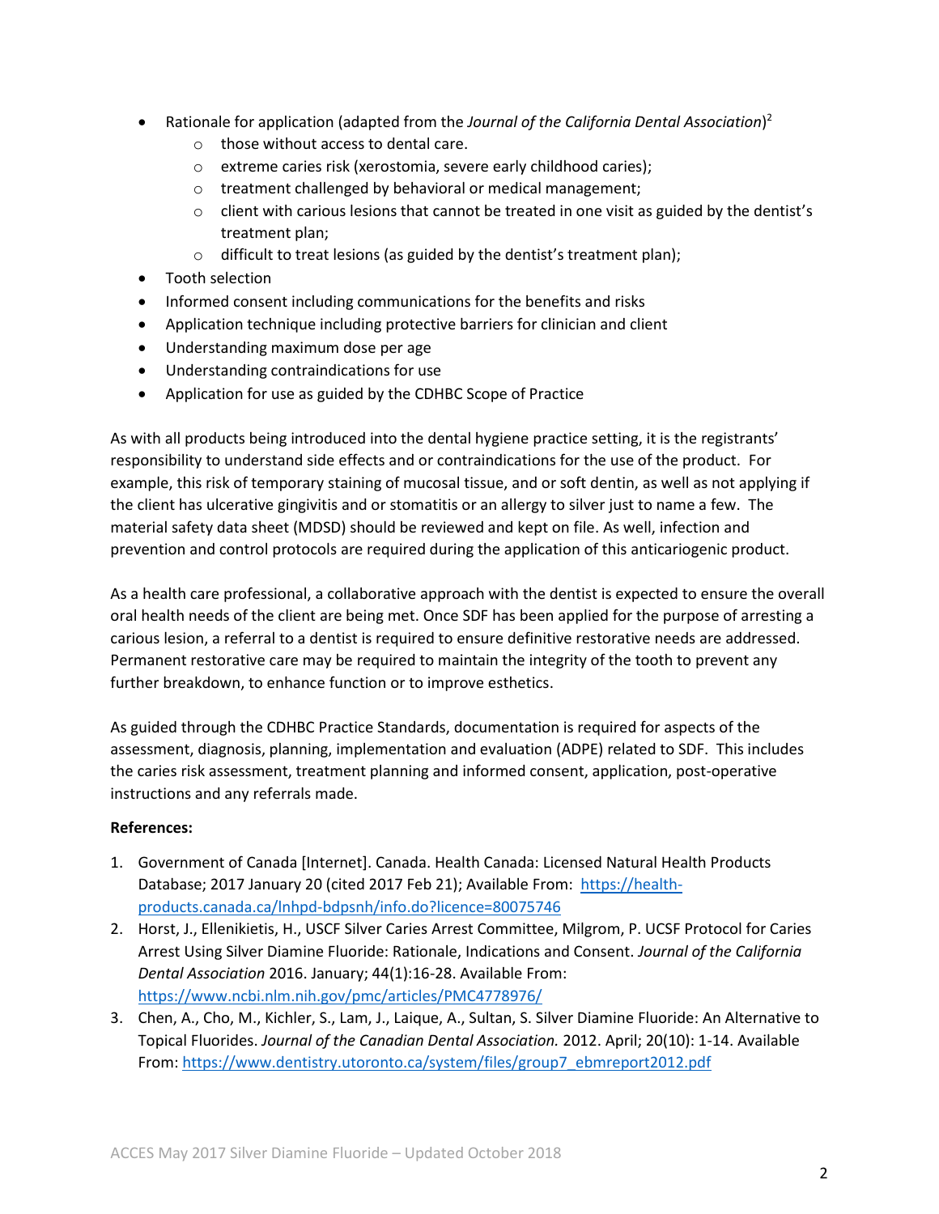- Rationale for application (adapted from the *Journal of the California Dental Association*)[2]
    - those without access to dental care.
    - extreme caries risk (xerostomia, severe early childhood caries);
    - treatment challenged by behavioral or medical management;
    - client with carious lesions that cannot be treated in one visit as guided by the dentist's treatment plan;
    - difficult to treat lesions (as guided by the dentist's treatment plan);
- Tooth selection
- Informed consent including communications for the benefits and risks
- Application technique including protective barriers for clinician and client
- Understanding maximum dose per age
- Understanding contraindications for use
- Application for use as guided by the CDHBC Scope of Practice

As with all products being introduced into the dental hygiene practice setting, it is the registrants' responsibility to understand side effects and or contraindications for the use of the product. For example, this risk of temporary staining of mucosal tissue, and or soft dentin, as well as not applying if the client has ulcerative gingivitis and or stomatitis or an allergy to silver just to name a few. The material safety data sheet (MDSD) should be reviewed and kept on file. As well, infection and prevention and control protocols are required during the application of this anticariogenic product.

As a health care professional, a collaborative approach with the dentist is expected to ensure the overall oral health needs of the client are being met. Once SDF has been applied for the purpose of arresting a carious lesion, a referral to a dentist is required to ensure definitive restorative needs are addressed. Permanent restorative care may be required to maintain the integrity of the tooth to prevent any further breakdown, to enhance function or to improve esthetics.

As guided through the CDHBC Practice Standards, documentation is required for aspects of the assessment, diagnosis, planning, implementation and evaluation (ADPE) related to SDF. This includes the caries risk assessment, treatment planning and informed consent, application, post-operative instructions and any referrals made.

**References:**

1. Government of Canada [Internet]. Canada. Health Canada: Licensed Natural Health Products Database; 2017 January 20 (cited 2017 Feb 21); Available From: https://health-products.canada.ca/lnhpd-bdpsnh/info.do?licence=80075746
2. Horst, J., Ellenikietis, H., USCF Silver Caries Arrest Committee, Milgrom, P. UCSF Protocol for Caries Arrest Using Silver Diamine Fluoride: Rationale, Indications and Consent. *Journal of the California Dental Association* 2016. January; 44(1):16-28. Available From: https://www.ncbi.nlm.nih.gov/pmc/articles/PMC4778976/
3. Chen, A., Cho, M., Kichler, S., Lam, J., Laique, A., Sultan, S. Silver Diamine Fluoride: An Alternative to Topical Fluorides. *Journal of the Canadian Dental Association.* 2012. April; 20(10): 1-14. Available From: https://www.dentistry.utoronto.ca/system/files/group7_ebmreport2012.pdf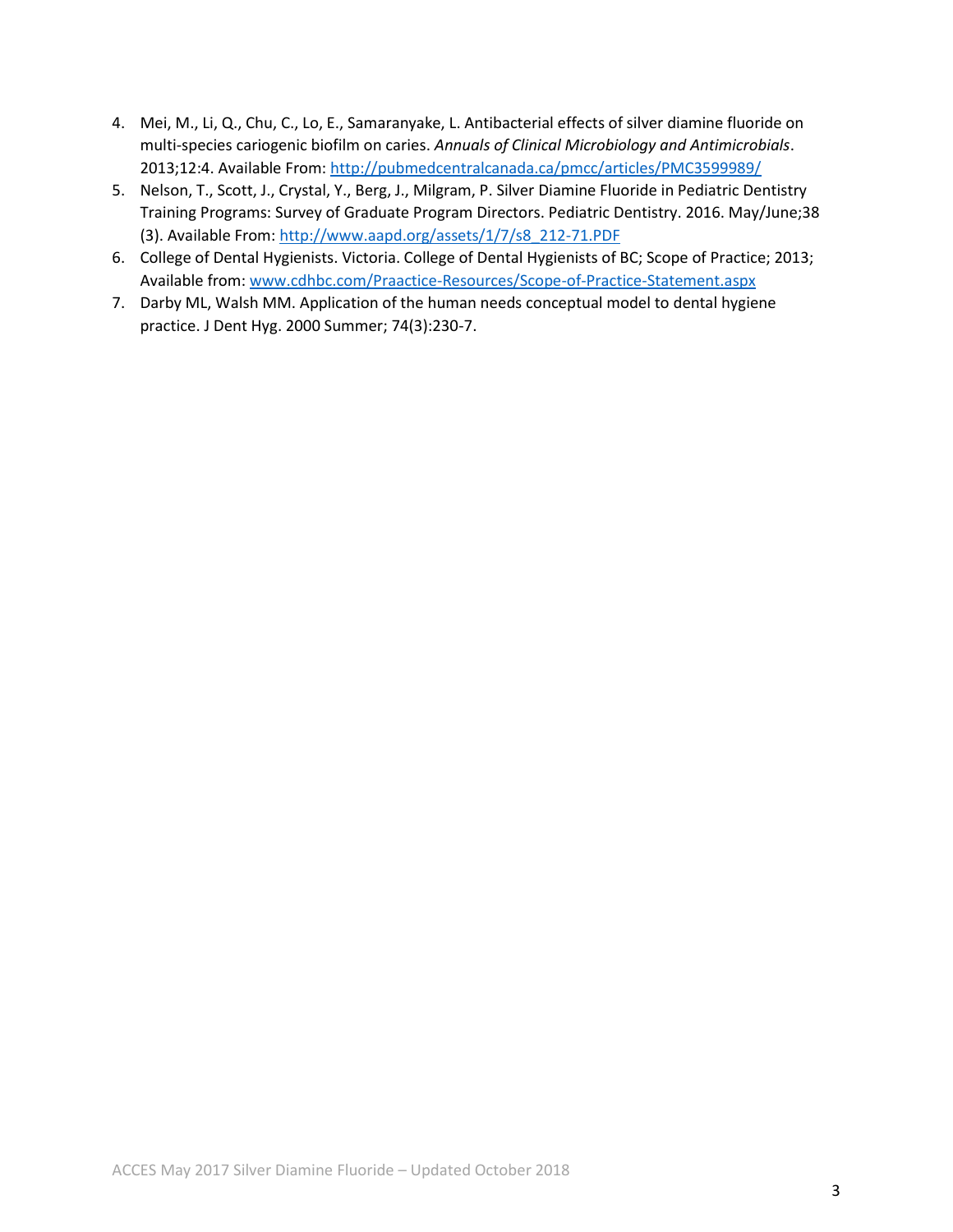4. Mei, M., Li, Q., Chu, C., Lo, E., Samaranyake, L. Antibacterial effects of silver diamine fluoride on multi-species cariogenic biofilm on caries. *Annuals of Clinical Microbiology and Antimicrobials*. 2013;12:4. Available From: http://pubmedcentralcanada.ca/pmcc/articles/PMC3599989/
5. Nelson, T., Scott, J., Crystal, Y., Berg, J., Milgram, P. Silver Diamine Fluoride in Pediatric Dentistry Training Programs: Survey of Graduate Program Directors. Pediatric Dentistry. 2016. May/June;38 (3). Available From: http://www.aapd.org/assets/1/7/s8_212-71.PDF
6. College of Dental Hygienists. Victoria. College of Dental Hygienists of BC; Scope of Practice; 2013; Available from: www.cdhbc.com/Praactice-Resources/Scope-of-Practice-Statement.aspx
7. Darby ML, Walsh MM. Application of the human needs conceptual model to dental hygiene practice. J Dent Hyg. 2000 Summer; 74(3):230-7.